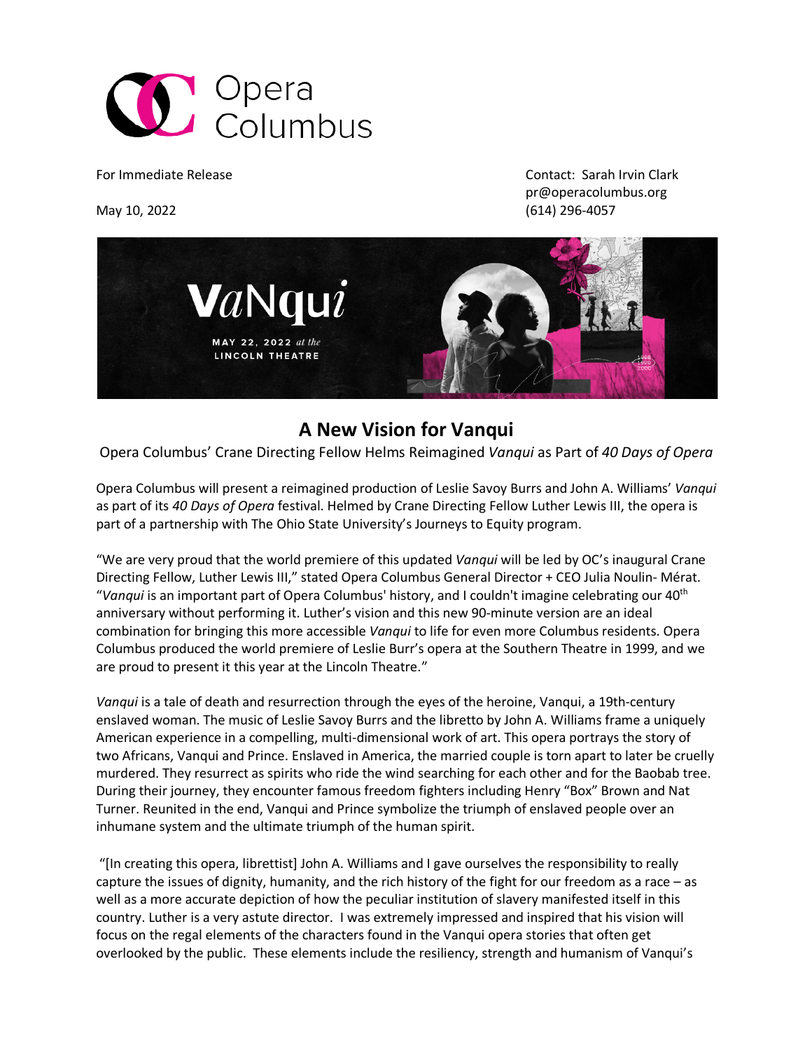Opera Columbus

For Immediate Release

May 10, 2022

Contact: Sarah Irvin Clark
pr@operacolumbus.org
(614) 296-4057

VaNqui
MAY 22, 2022 *at the* LINCOLN THEATRE

# A New Vision for Vanqui

Opera Columbus' Crane Directing Fellow Helms Reimagined *Vanqui* as Part of *40 Days of Opera*

Opera Columbus will present a reimagined production of Leslie Savoy Burrs and John A. Williams' *Vanqui* as part of its *40 Days of Opera* festival. Helmed by Crane Directing Fellow Luther Lewis III, the opera is part of a partnership with The Ohio State University's Journeys to Equity program.

"We are very proud that the world premiere of this updated *Vanqui* will be led by OC's inaugural Crane Directing Fellow, Luther Lewis III," stated Opera Columbus General Director + CEO Julia Noulin- Mérat. "*Vanqui* is an important part of Opera Columbus' history, and I couldn't imagine celebrating our 40th anniversary without performing it. Luther's vision and this new 90-minute version are an ideal combination for bringing this more accessible *Vanqui* to life for even more Columbus residents. Opera Columbus produced the world premiere of Leslie Burr's opera at the Southern Theatre in 1999, and we are proud to present it this year at the Lincoln Theatre."

*Vanqui* is a tale of death and resurrection through the eyes of the heroine, Vanqui, a 19th-century enslaved woman. The music of Leslie Savoy Burrs and the libretto by John A. Williams frame a uniquely American experience in a compelling, multi-dimensional work of art. This opera portrays the story of two Africans, Vanqui and Prince. Enslaved in America, the married couple is torn apart to later be cruelly murdered. They resurrect as spirits who ride the wind searching for each other and for the Baobab tree. During their journey, they encounter famous freedom fighters including Henry "Box" Brown and Nat Turner. Reunited in the end, Vanqui and Prince symbolize the triumph of enslaved people over an inhumane system and the ultimate triumph of the human spirit.

"[In creating this opera, librettist] John A. Williams and I gave ourselves the responsibility to really capture the issues of dignity, humanity, and the rich history of the fight for our freedom as a race – as well as a more accurate depiction of how the peculiar institution of slavery manifested itself in this country. Luther is a very astute director. I was extremely impressed and inspired that his vision will focus on the regal elements of the characters found in the Vanqui opera stories that often get overlooked by the public. These elements include the resiliency, strength and humanism of Vanqui's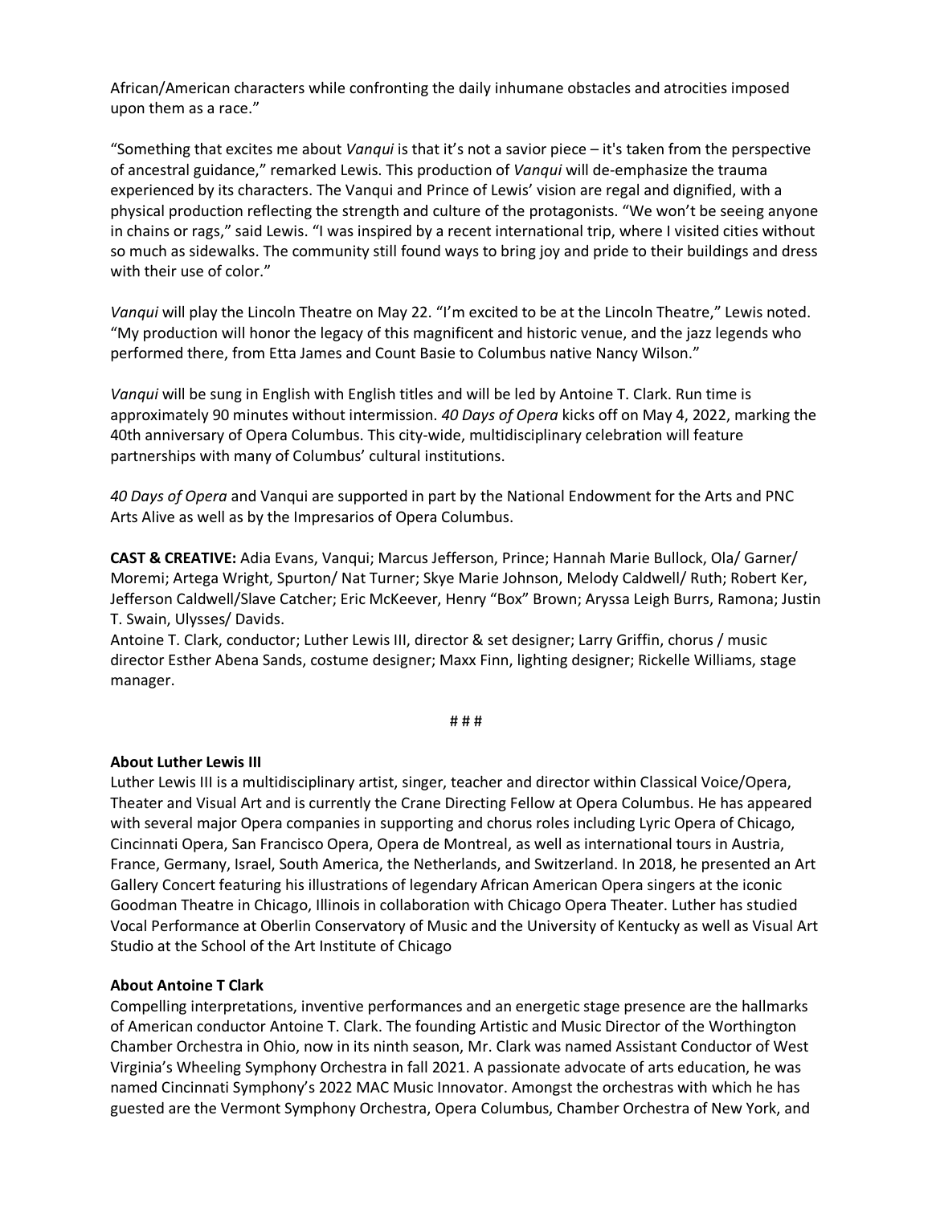African/American characters while confronting the daily inhumane obstacles and atrocities imposed upon them as a race."

"Something that excites me about *Vanqui* is that it's not a savior piece – it's taken from the perspective of ancestral guidance," remarked Lewis. This production of *Vanqui* will de-emphasize the trauma experienced by its characters. The Vanqui and Prince of Lewis' vision are regal and dignified, with a physical production reflecting the strength and culture of the protagonists. "We won't be seeing anyone in chains or rags," said Lewis. "I was inspired by a recent international trip, where I visited cities without so much as sidewalks. The community still found ways to bring joy and pride to their buildings and dress with their use of color."

*Vanqui* will play the Lincoln Theatre on May 22. "I'm excited to be at the Lincoln Theatre," Lewis noted. "My production will honor the legacy of this magnificent and historic venue, and the jazz legends who performed there, from Etta James and Count Basie to Columbus native Nancy Wilson."

*Vanqui* will be sung in English with English titles and will be led by Antoine T. Clark. Run time is approximately 90 minutes without intermission. *40 Days of Opera* kicks off on May 4, 2022, marking the 40th anniversary of Opera Columbus. This city-wide, multidisciplinary celebration will feature partnerships with many of Columbus' cultural institutions.

*40 Days of Opera* and Vanqui are supported in part by the National Endowment for the Arts and PNC Arts Alive as well as by the Impresarios of Opera Columbus.

**CAST & CREATIVE:** Adia Evans, Vanqui; Marcus Jefferson, Prince; Hannah Marie Bullock, Ola/ Garner/ Moremi; Artega Wright, Spurton/ Nat Turner; Skye Marie Johnson, Melody Caldwell/ Ruth; Robert Ker, Jefferson Caldwell/Slave Catcher; Eric McKeever, Henry "Box" Brown; Aryssa Leigh Burrs, Ramona; Justin T. Swain, Ulysses/ Davids.
Antoine T. Clark, conductor; Luther Lewis III, director & set designer; Larry Griffin, chorus / music director Esther Abena Sands, costume designer; Maxx Finn, lighting designer; Rickelle Williams, stage manager.

# # #

**About Luther Lewis III**
Luther Lewis III is a multidisciplinary artist, singer, teacher and director within Classical Voice/Opera, Theater and Visual Art and is currently the Crane Directing Fellow at Opera Columbus. He has appeared with several major Opera companies in supporting and chorus roles including Lyric Opera of Chicago, Cincinnati Opera, San Francisco Opera, Opera de Montreal, as well as international tours in Austria, France, Germany, Israel, South America, the Netherlands, and Switzerland. In 2018, he presented an Art Gallery Concert featuring his illustrations of legendary African American Opera singers at the iconic Goodman Theatre in Chicago, Illinois in collaboration with Chicago Opera Theater. Luther has studied Vocal Performance at Oberlin Conservatory of Music and the University of Kentucky as well as Visual Art Studio at the School of the Art Institute of Chicago

**About Antoine T Clark**
Compelling interpretations, inventive performances and an energetic stage presence are the hallmarks of American conductor Antoine T. Clark. The founding Artistic and Music Director of the Worthington Chamber Orchestra in Ohio, now in its ninth season, Mr. Clark was named Assistant Conductor of West Virginia's Wheeling Symphony Orchestra in fall 2021. A passionate advocate of arts education, he was named Cincinnati Symphony's 2022 MAC Music Innovator. Amongst the orchestras with which he has guested are the Vermont Symphony Orchestra, Opera Columbus, Chamber Orchestra of New York, and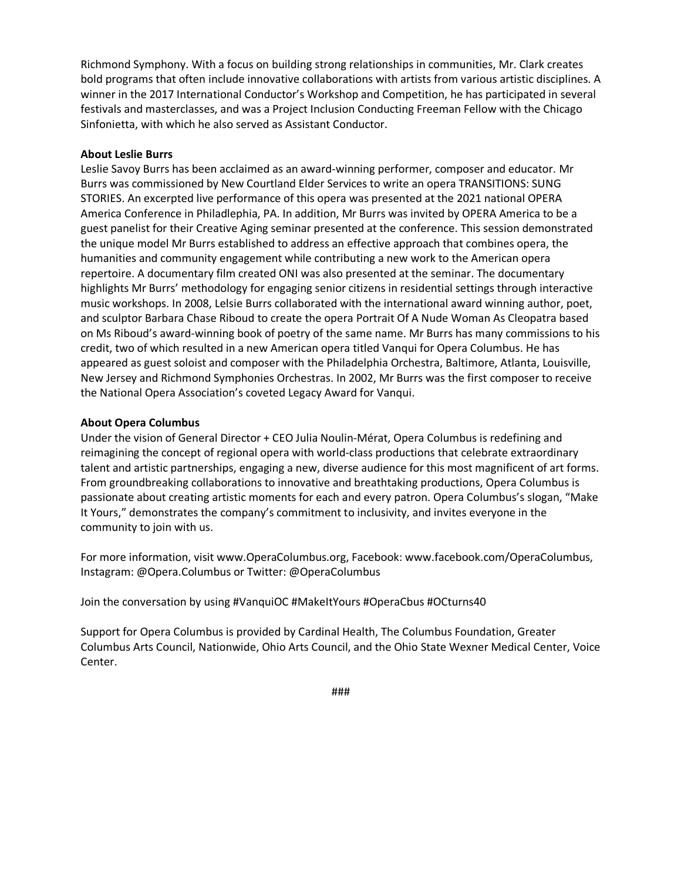Richmond Symphony. With a focus on building strong relationships in communities, Mr. Clark creates bold programs that often include innovative collaborations with artists from various artistic disciplines. A winner in the 2017 International Conductor's Workshop and Competition, he has participated in several festivals and masterclasses, and was a Project Inclusion Conducting Freeman Fellow with the Chicago Sinfonietta, with which he also served as Assistant Conductor.

**About Leslie Burrs**

Leslie Savoy Burrs has been acclaimed as an award-winning performer, composer and educator. Mr Burrs was commissioned by New Courtland Elder Services to write an opera TRANSITIONS: SUNG STORIES. An excerpted live performance of this opera was presented at the 2021 national OPERA America Conference in Philadlephia, PA. In addition, Mr Burrs was invited by OPERA America to be a guest panelist for their Creative Aging seminar presented at the conference. This session demonstrated the unique model Mr Burrs established to address an effective approach that combines opera, the humanities and community engagement while contributing a new work to the American opera repertoire. A documentary film created ONI was also presented at the seminar. The documentary highlights Mr Burrs' methodology for engaging senior citizens in residential settings through interactive music workshops. In 2008, Lelsie Burrs collaborated with the international award winning author, poet, and sculptor Barbara Chase Riboud to create the opera Portrait Of A Nude Woman As Cleopatra based on Ms Riboud's award-winning book of poetry of the same name. Mr Burrs has many commissions to his credit, two of which resulted in a new American opera titled Vanqui for Opera Columbus. He has appeared as guest soloist and composer with the Philadelphia Orchestra, Baltimore, Atlanta, Louisville, New Jersey and Richmond Symphonies Orchestras. In 2002, Mr Burrs was the first composer to receive the National Opera Association's coveted Legacy Award for Vanqui.

**About Opera Columbus**

Under the vision of General Director + CEO Julia Noulin-Mérat, Opera Columbus is redefining and reimagining the concept of regional opera with world-class productions that celebrate extraordinary talent and artistic partnerships, engaging a new, diverse audience for this most magnificent of art forms. From groundbreaking collaborations to innovative and breathtaking productions, Opera Columbus is passionate about creating artistic moments for each and every patron. Opera Columbus's slogan, "Make It Yours," demonstrates the company's commitment to inclusivity, and invites everyone in the community to join with us.

For more information, visit www.OperaColumbus.org, Facebook: www.facebook.com/OperaColumbus, Instagram: @Opera.Columbus or Twitter: @OperaColumbus

Join the conversation by using #VanquiOC #MakeItYours #OperaCbus #OCturns40

Support for Opera Columbus is provided by Cardinal Health, The Columbus Foundation, Greater Columbus Arts Council, Nationwide, Ohio Arts Council, and the Ohio State Wexner Medical Center, Voice Center.

###